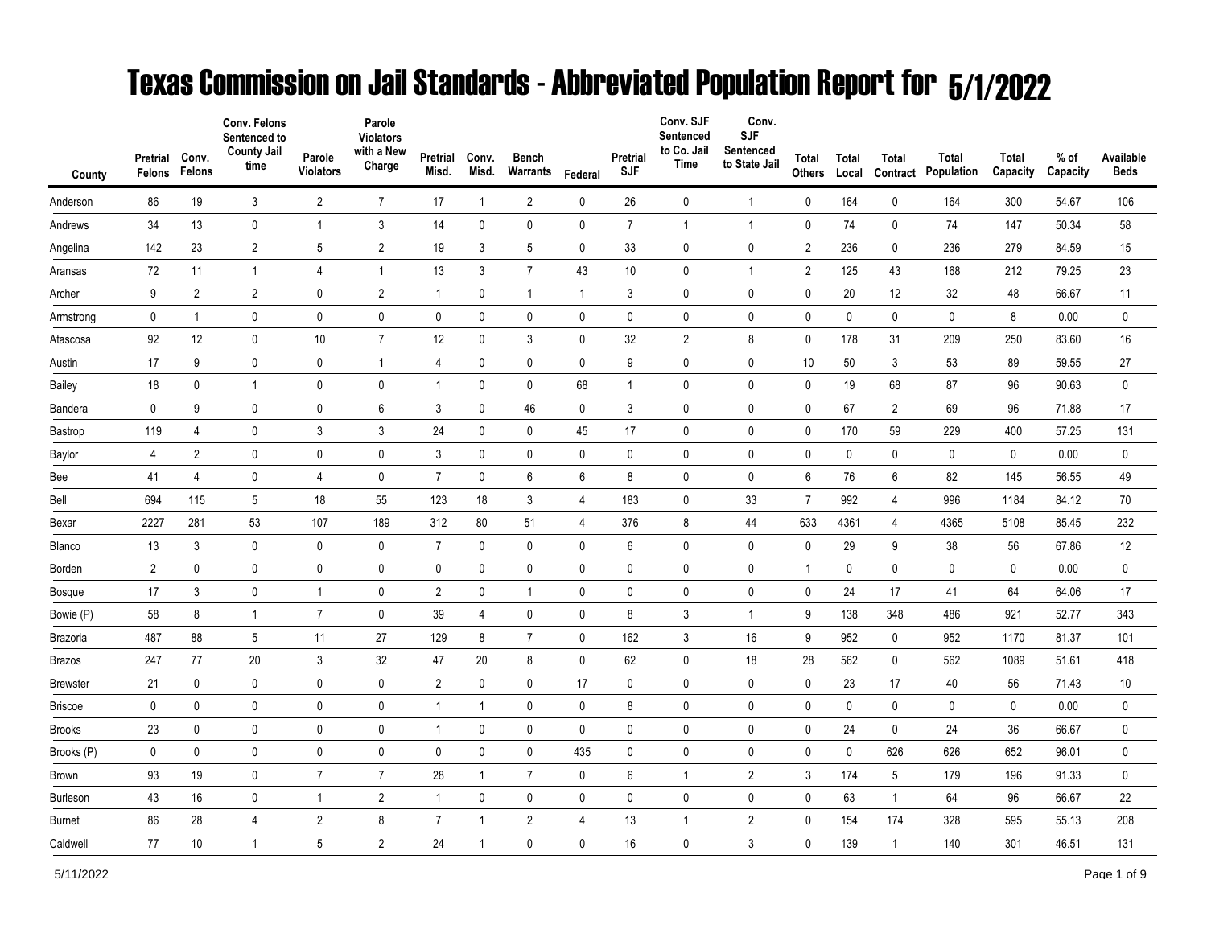# Texas Commission on Jail Standards - Abbreviated Population Report for 5/1/2022

| County | Pretrial Felons | Conv. Felons | Conv. Felons Sentenced to County Jail time | Parole Violators | Parole Violators with a New Charge | Pretrial Misd. | Conv. Misd. | Bench Warrants | Federal | Pretrial SJF | Conv. SJF Sentenced to Co. Jail Time | Conv. SJF Sentenced to State Jail | Total Others | Total Local | Total Contract | Total Population | Total Capacity | % of Capacity | Available Beds |
|---|---|---|---|---|---|---|---|---|---|---|---|---|---|---|---|---|---|---|---|
| Anderson | 86 | 19 | 3 | 2 | 7 | 17 | 1 | 2 | 0 | 26 | 0 | 1 | 0 | 164 | 0 | 164 | 300 | 54.67 | 106 |
| Andrews | 34 | 13 | 0 | 1 | 3 | 14 | 0 | 0 | 0 | 7 | 1 | 1 | 0 | 74 | 0 | 74 | 147 | 50.34 | 58 |
| Angelina | 142 | 23 | 2 | 5 | 2 | 19 | 3 | 5 | 0 | 33 | 0 | 0 | 2 | 236 | 0 | 236 | 279 | 84.59 | 15 |
| Aransas | 72 | 11 | 1 | 4 | 1 | 13 | 3 | 7 | 43 | 10 | 0 | 1 | 2 | 125 | 43 | 168 | 212 | 79.25 | 23 |
| Archer | 9 | 2 | 2 | 0 | 2 | 1 | 0 | 1 | 1 | 3 | 0 | 0 | 0 | 20 | 12 | 32 | 48 | 66.67 | 11 |
| Armstrong | 0 | 1 | 0 | 0 | 0 | 0 | 0 | 0 | 0 | 0 | 0 | 0 | 0 | 0 | 0 | 0 | 8 | 0.00 | 0 |
| Atascosa | 92 | 12 | 0 | 10 | 7 | 12 | 0 | 3 | 0 | 32 | 2 | 8 | 0 | 178 | 31 | 209 | 250 | 83.60 | 16 |
| Austin | 17 | 9 | 0 | 0 | 1 | 4 | 0 | 0 | 0 | 9 | 0 | 0 | 10 | 50 | 3 | 53 | 89 | 59.55 | 27 |
| Bailey | 18 | 0 | 1 | 0 | 0 | 1 | 0 | 0 | 68 | 1 | 0 | 0 | 0 | 19 | 68 | 87 | 96 | 90.63 | 0 |
| Bandera | 0 | 9 | 0 | 0 | 6 | 3 | 0 | 46 | 0 | 3 | 0 | 0 | 0 | 67 | 2 | 69 | 96 | 71.88 | 17 |
| Bastrop | 119 | 4 | 0 | 3 | 3 | 24 | 0 | 0 | 45 | 17 | 0 | 0 | 0 | 170 | 59 | 229 | 400 | 57.25 | 131 |
| Baylor | 4 | 2 | 0 | 0 | 0 | 3 | 0 | 0 | 0 | 0 | 0 | 0 | 0 | 0 | 0 | 0 | 0 | 0.00 | 0 |
| Bee | 41 | 4 | 0 | 4 | 0 | 7 | 0 | 6 | 6 | 8 | 0 | 0 | 6 | 76 | 6 | 82 | 145 | 56.55 | 49 |
| Bell | 694 | 115 | 5 | 18 | 55 | 123 | 18 | 3 | 4 | 183 | 0 | 33 | 7 | 992 | 4 | 996 | 1184 | 84.12 | 70 |
| Bexar | 2227 | 281 | 53 | 107 | 189 | 312 | 80 | 51 | 4 | 376 | 8 | 44 | 633 | 4361 | 4 | 4365 | 5108 | 85.45 | 232 |
| Blanco | 13 | 3 | 0 | 0 | 0 | 7 | 0 | 0 | 0 | 6 | 0 | 0 | 0 | 29 | 9 | 38 | 56 | 67.86 | 12 |
| Borden | 2 | 0 | 0 | 0 | 0 | 0 | 0 | 0 | 0 | 0 | 0 | 0 | 1 | 0 | 0 | 0 | 0 | 0.00 | 0 |
| Bosque | 17 | 3 | 0 | 1 | 0 | 2 | 0 | 1 | 0 | 0 | 0 | 0 | 0 | 24 | 17 | 41 | 64 | 64.06 | 17 |
| Bowie (P) | 58 | 8 | 1 | 7 | 0 | 39 | 4 | 0 | 0 | 8 | 3 | 1 | 9 | 138 | 348 | 486 | 921 | 52.77 | 343 |
| Brazoria | 487 | 88 | 5 | 11 | 27 | 129 | 8 | 7 | 0 | 162 | 3 | 16 | 9 | 952 | 0 | 952 | 1170 | 81.37 | 101 |
| Brazos | 247 | 77 | 20 | 3 | 32 | 47 | 20 | 8 | 0 | 62 | 0 | 18 | 28 | 562 | 0 | 562 | 1089 | 51.61 | 418 |
| Brewster | 21 | 0 | 0 | 0 | 0 | 2 | 0 | 0 | 17 | 0 | 0 | 0 | 0 | 23 | 17 | 40 | 56 | 71.43 | 10 |
| Briscoe | 0 | 0 | 0 | 0 | 0 | 1 | 1 | 0 | 0 | 8 | 0 | 0 | 0 | 0 | 0 | 0 | 0 | 0.00 | 0 |
| Brooks | 23 | 0 | 0 | 0 | 0 | 1 | 0 | 0 | 0 | 0 | 0 | 0 | 0 | 24 | 0 | 24 | 36 | 66.67 | 0 |
| Brooks (P) | 0 | 0 | 0 | 0 | 0 | 0 | 0 | 0 | 435 | 0 | 0 | 0 | 0 | 0 | 626 | 626 | 652 | 96.01 | 0 |
| Brown | 93 | 19 | 0 | 7 | 7 | 28 | 1 | 7 | 0 | 6 | 1 | 2 | 3 | 174 | 5 | 179 | 196 | 91.33 | 0 |
| Burleson | 43 | 16 | 0 | 1 | 2 | 1 | 0 | 0 | 0 | 0 | 0 | 0 | 0 | 63 | 1 | 64 | 96 | 66.67 | 22 |
| Burnet | 86 | 28 | 4 | 2 | 8 | 7 | 1 | 2 | 4 | 13 | 1 | 2 | 0 | 154 | 174 | 328 | 595 | 55.13 | 208 |
| Caldwell | 77 | 10 | 1 | 5 | 2 | 24 | 1 | 0 | 0 | 16 | 0 | 3 | 0 | 139 | 1 | 140 | 301 | 46.51 | 131 |

5/11/2022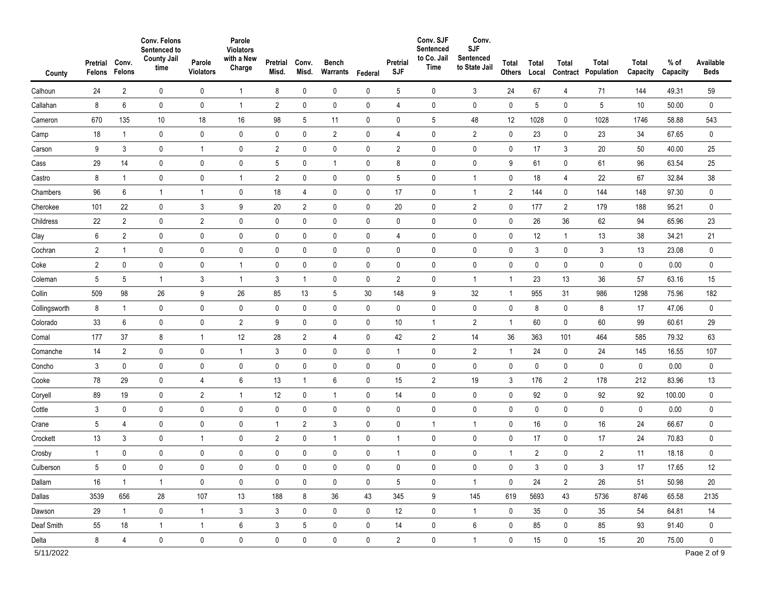| County | Pretrial Felons | Conv. Felons | Conv. Felons Sentenced to County Jail time | Parole Violators | Parole Violators with a New Charge | Pretrial Misd. | Conv. Misd. | Bench Warrants | Federal | Pretrial SJF | Conv. SJF Sentenced to Co. Jail Time | Conv. SJF Sentenced to State Jail | Total Others | Total Local | Total Contract | Total Population | Total Capacity | % of Capacity | Available Beds |
|---|---|---|---|---|---|---|---|---|---|---|---|---|---|---|---|---|---|---|---|
| Calhoun | 24 | 2 | 0 | 0 | 1 | 8 | 0 | 0 | 0 | 5 | 0 | 3 | 24 | 67 | 4 | 71 | 144 | 49.31 | 59 |
| Callahan | 8 | 6 | 0 | 0 | 1 | 2 | 0 | 0 | 0 | 4 | 0 | 0 | 0 | 5 | 0 | 5 | 10 | 50.00 | 0 |
| Cameron | 670 | 135 | 10 | 18 | 16 | 98 | 5 | 11 | 0 | 0 | 5 | 48 | 12 | 1028 | 0 | 1028 | 1746 | 58.88 | 543 |
| Camp | 18 | 1 | 0 | 0 | 0 | 0 | 0 | 2 | 0 | 4 | 0 | 2 | 0 | 23 | 0 | 23 | 34 | 67.65 | 0 |
| Carson | 9 | 3 | 0 | 1 | 0 | 2 | 0 | 0 | 0 | 2 | 0 | 0 | 0 | 17 | 3 | 20 | 50 | 40.00 | 25 |
| Cass | 29 | 14 | 0 | 0 | 0 | 5 | 0 | 1 | 0 | 8 | 0 | 0 | 9 | 61 | 0 | 61 | 96 | 63.54 | 25 |
| Castro | 8 | 1 | 0 | 0 | 1 | 2 | 0 | 0 | 0 | 5 | 0 | 1 | 0 | 18 | 4 | 22 | 67 | 32.84 | 38 |
| Chambers | 96 | 6 | 1 | 1 | 0 | 18 | 4 | 0 | 0 | 17 | 0 | 1 | 2 | 144 | 0 | 144 | 148 | 97.30 | 0 |
| Cherokee | 101 | 22 | 0 | 3 | 9 | 20 | 2 | 0 | 0 | 20 | 0 | 2 | 0 | 177 | 2 | 179 | 188 | 95.21 | 0 |
| Childress | 22 | 2 | 0 | 2 | 0 | 0 | 0 | 0 | 0 | 0 | 0 | 0 | 0 | 26 | 36 | 62 | 94 | 65.96 | 23 |
| Clay | 6 | 2 | 0 | 0 | 0 | 0 | 0 | 0 | 0 | 4 | 0 | 0 | 0 | 12 | 1 | 13 | 38 | 34.21 | 21 |
| Cochran | 2 | 1 | 0 | 0 | 0 | 0 | 0 | 0 | 0 | 0 | 0 | 0 | 0 | 3 | 0 | 3 | 13 | 23.08 | 0 |
| Coke | 2 | 0 | 0 | 0 | 1 | 0 | 0 | 0 | 0 | 0 | 0 | 0 | 0 | 0 | 0 | 0 | 0 | 0.00 | 0 |
| Coleman | 5 | 5 | 1 | 3 | 1 | 3 | 1 | 0 | 0 | 2 | 0 | 1 | 1 | 23 | 13 | 36 | 57 | 63.16 | 15 |
| Collin | 509 | 98 | 26 | 9 | 26 | 85 | 13 | 5 | 30 | 148 | 9 | 32 | 1 | 955 | 31 | 986 | 1298 | 75.96 | 182 |
| Collingsworth | 8 | 1 | 0 | 0 | 0 | 0 | 0 | 0 | 0 | 0 | 0 | 0 | 0 | 8 | 0 | 8 | 17 | 47.06 | 0 |
| Colorado | 33 | 6 | 0 | 0 | 2 | 9 | 0 | 0 | 0 | 10 | 1 | 2 | 1 | 60 | 0 | 60 | 99 | 60.61 | 29 |
| Comal | 177 | 37 | 8 | 1 | 12 | 28 | 2 | 4 | 0 | 42 | 2 | 14 | 36 | 363 | 101 | 464 | 585 | 79.32 | 63 |
| Comanche | 14 | 2 | 0 | 0 | 1 | 3 | 0 | 0 | 0 | 1 | 0 | 2 | 1 | 24 | 0 | 24 | 145 | 16.55 | 107 |
| Concho | 3 | 0 | 0 | 0 | 0 | 0 | 0 | 0 | 0 | 0 | 0 | 0 | 0 | 0 | 0 | 0 | 0 | 0.00 | 0 |
| Cooke | 78 | 29 | 0 | 4 | 6 | 13 | 1 | 6 | 0 | 15 | 2 | 19 | 3 | 176 | 2 | 178 | 212 | 83.96 | 13 |
| Coryell | 89 | 19 | 0 | 2 | 1 | 12 | 0 | 1 | 0 | 14 | 0 | 0 | 0 | 92 | 0 | 92 | 92 | 100.00 | 0 |
| Cottle | 3 | 0 | 0 | 0 | 0 | 0 | 0 | 0 | 0 | 0 | 0 | 0 | 0 | 0 | 0 | 0 | 0 | 0.00 | 0 |
| Crane | 5 | 4 | 0 | 0 | 0 | 1 | 2 | 3 | 0 | 0 | 1 | 1 | 0 | 16 | 0 | 16 | 24 | 66.67 | 0 |
| Crockett | 13 | 3 | 0 | 1 | 0 | 2 | 0 | 1 | 0 | 1 | 0 | 0 | 0 | 17 | 0 | 17 | 24 | 70.83 | 0 |
| Crosby | 1 | 0 | 0 | 0 | 0 | 0 | 0 | 0 | 0 | 1 | 0 | 0 | 1 | 2 | 0 | 2 | 11 | 18.18 | 0 |
| Culberson | 5 | 0 | 0 | 0 | 0 | 0 | 0 | 0 | 0 | 0 | 0 | 0 | 0 | 3 | 0 | 3 | 17 | 17.65 | 12 |
| Dallam | 16 | 1 | 1 | 0 | 0 | 0 | 0 | 0 | 0 | 5 | 0 | 1 | 0 | 24 | 2 | 26 | 51 | 50.98 | 20 |
| Dallas | 3539 | 656 | 28 | 107 | 13 | 188 | 8 | 36 | 43 | 345 | 9 | 145 | 619 | 5693 | 43 | 5736 | 8746 | 65.58 | 2135 |
| Dawson | 29 | 1 | 0 | 1 | 3 | 3 | 0 | 0 | 0 | 12 | 0 | 1 | 0 | 35 | 0 | 35 | 54 | 64.81 | 14 |
| Deaf Smith | 55 | 18 | 1 | 1 | 6 | 3 | 5 | 0 | 0 | 14 | 0 | 6 | 0 | 85 | 0 | 85 | 93 | 91.40 | 0 |
| Delta | 8 | 4 | 0 | 0 | 0 | 0 | 0 | 0 | 0 | 2 | 0 | 1 | 0 | 15 | 0 | 15 | 20 | 75.00 | 0 |

5/11/2022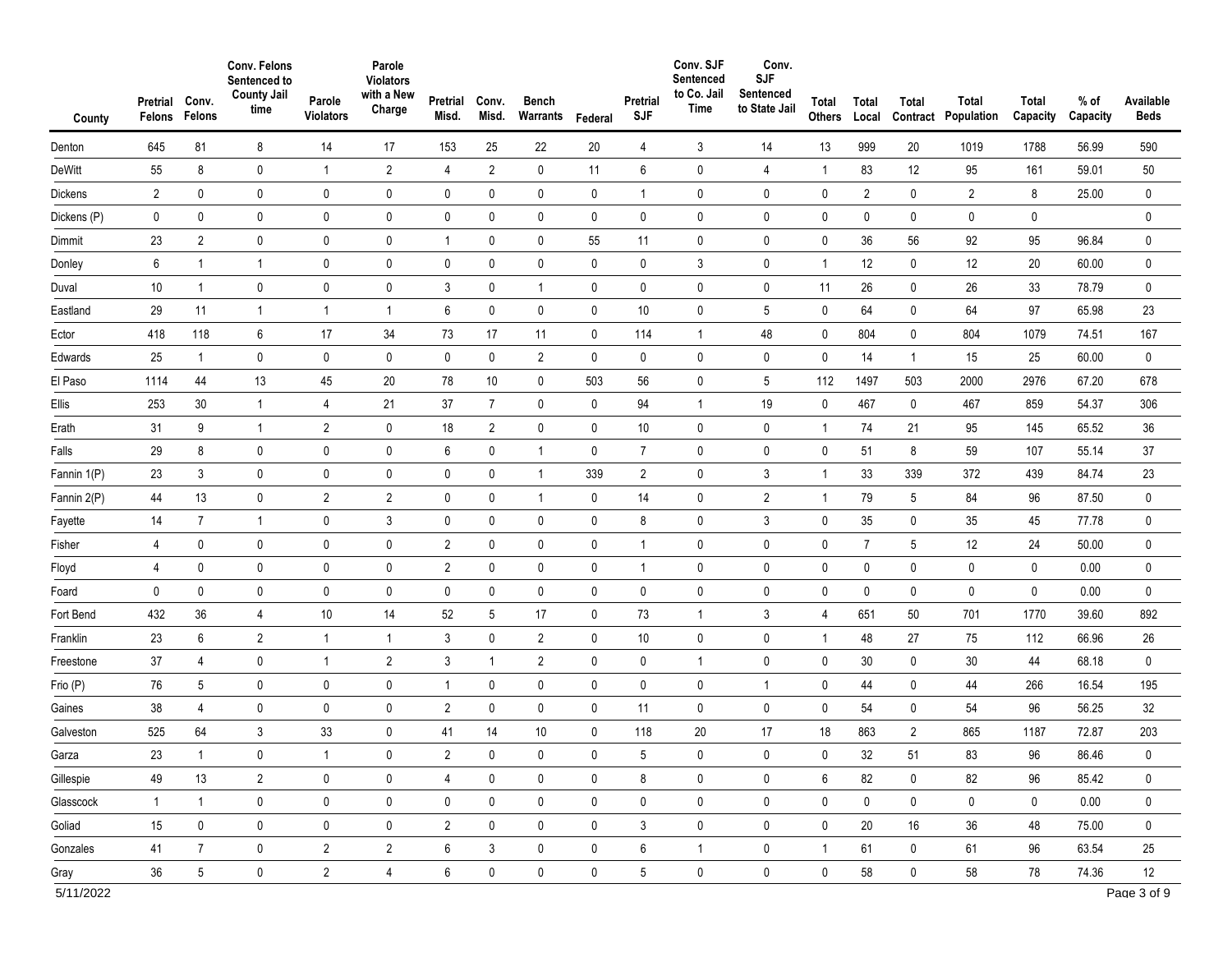| County | Pretrial Felons | Conv. Felons | Conv. Felons Sentenced to County Jail time | Parole Violators | Parole Violators with a New Charge | Pretrial Misd. | Conv. Misd. | Bench Warrants | Federal | Pretrial SJF | Conv. SJF Sentenced to Co. Jail Time | Conv. SJF Sentenced to State Jail | Total Others | Total Local | Total Contract | Total Population | Total Capacity | % of Capacity | Available Beds |
|---|---|---|---|---|---|---|---|---|---|---|---|---|---|---|---|---|---|---|---|
| Denton | 645 | 81 | 8 | 14 | 17 | 153 | 25 | 22 | 20 | 4 | 3 | 14 | 13 | 999 | 20 | 1019 | 1788 | 56.99 | 590 |
| DeWitt | 55 | 8 | 0 | 1 | 2 | 4 | 2 | 0 | 11 | 6 | 0 | 4 | 1 | 83 | 12 | 95 | 161 | 59.01 | 50 |
| Dickens | 2 | 0 | 0 | 0 | 0 | 0 | 0 | 0 | 0 | 1 | 0 | 0 | 0 | 2 | 0 | 2 | 8 | 25.00 | 0 |
| Dickens (P) | 0 | 0 | 0 | 0 | 0 | 0 | 0 | 0 | 0 | 0 | 0 | 0 | 0 | 0 | 0 | 0 | 0 | | 0 |
| Dimmit | 23 | 2 | 0 | 0 | 0 | 1 | 0 | 0 | 55 | 11 | 0 | 0 | 0 | 36 | 56 | 92 | 95 | 96.84 | 0 |
| Donley | 6 | 1 | 1 | 0 | 0 | 0 | 0 | 0 | 0 | 0 | 3 | 0 | 1 | 12 | 0 | 12 | 20 | 60.00 | 0 |
| Duval | 10 | 1 | 0 | 0 | 0 | 3 | 0 | 1 | 0 | 0 | 0 | 0 | 11 | 26 | 0 | 26 | 33 | 78.79 | 0 |
| Eastland | 29 | 11 | 1 | 1 | 1 | 6 | 0 | 0 | 0 | 10 | 0 | 5 | 0 | 64 | 0 | 64 | 97 | 65.98 | 23 |
| Ector | 418 | 118 | 6 | 17 | 34 | 73 | 17 | 11 | 0 | 114 | 1 | 48 | 0 | 804 | 0 | 804 | 1079 | 74.51 | 167 |
| Edwards | 25 | 1 | 0 | 0 | 0 | 0 | 0 | 2 | 0 | 0 | 0 | 0 | 0 | 14 | 1 | 15 | 25 | 60.00 | 0 |
| El Paso | 1114 | 44 | 13 | 45 | 20 | 78 | 10 | 0 | 503 | 56 | 0 | 5 | 112 | 1497 | 503 | 2000 | 2976 | 67.20 | 678 |
| Ellis | 253 | 30 | 1 | 4 | 21 | 37 | 7 | 0 | 0 | 94 | 1 | 19 | 0 | 467 | 0 | 467 | 859 | 54.37 | 306 |
| Erath | 31 | 9 | 1 | 2 | 0 | 18 | 2 | 0 | 0 | 10 | 0 | 0 | 1 | 74 | 21 | 95 | 145 | 65.52 | 36 |
| Falls | 29 | 8 | 0 | 0 | 0 | 6 | 0 | 1 | 0 | 7 | 0 | 0 | 0 | 51 | 8 | 59 | 107 | 55.14 | 37 |
| Fannin 1(P) | 23 | 3 | 0 | 0 | 0 | 0 | 0 | 1 | 339 | 2 | 0 | 3 | 1 | 33 | 339 | 372 | 439 | 84.74 | 23 |
| Fannin 2(P) | 44 | 13 | 0 | 2 | 2 | 0 | 0 | 1 | 0 | 14 | 0 | 2 | 1 | 79 | 5 | 84 | 96 | 87.50 | 0 |
| Fayette | 14 | 7 | 1 | 0 | 3 | 0 | 0 | 0 | 0 | 8 | 0 | 3 | 0 | 35 | 0 | 35 | 45 | 77.78 | 0 |
| Fisher | 4 | 0 | 0 | 0 | 0 | 2 | 0 | 0 | 0 | 1 | 0 | 0 | 0 | 7 | 5 | 12 | 24 | 50.00 | 0 |
| Floyd | 4 | 0 | 0 | 0 | 0 | 2 | 0 | 0 | 0 | 1 | 0 | 0 | 0 | 0 | 0 | 0 | 0 | 0.00 | 0 |
| Foard | 0 | 0 | 0 | 0 | 0 | 0 | 0 | 0 | 0 | 0 | 0 | 0 | 0 | 0 | 0 | 0 | 0 | 0.00 | 0 |
| Fort Bend | 432 | 36 | 4 | 10 | 14 | 52 | 5 | 17 | 0 | 73 | 1 | 3 | 4 | 651 | 50 | 701 | 1770 | 39.60 | 892 |
| Franklin | 23 | 6 | 2 | 1 | 1 | 3 | 0 | 2 | 0 | 10 | 0 | 0 | 1 | 48 | 27 | 75 | 112 | 66.96 | 26 |
| Freestone | 37 | 4 | 0 | 1 | 2 | 3 | 1 | 2 | 0 | 0 | 1 | 0 | 0 | 30 | 0 | 30 | 44 | 68.18 | 0 |
| Frio (P) | 76 | 5 | 0 | 0 | 0 | 1 | 0 | 0 | 0 | 0 | 0 | 1 | 0 | 44 | 0 | 44 | 266 | 16.54 | 195 |
| Gaines | 38 | 4 | 0 | 0 | 0 | 2 | 0 | 0 | 0 | 11 | 0 | 0 | 0 | 54 | 0 | 54 | 96 | 56.25 | 32 |
| Galveston | 525 | 64 | 3 | 33 | 0 | 41 | 14 | 10 | 0 | 118 | 20 | 17 | 18 | 863 | 2 | 865 | 1187 | 72.87 | 203 |
| Garza | 23 | 1 | 0 | 1 | 0 | 2 | 0 | 0 | 0 | 5 | 0 | 0 | 0 | 32 | 51 | 83 | 96 | 86.46 | 0 |
| Gillespie | 49 | 13 | 2 | 0 | 0 | 4 | 0 | 0 | 0 | 8 | 0 | 0 | 6 | 82 | 0 | 82 | 96 | 85.42 | 0 |
| Glasscock | 1 | 1 | 0 | 0 | 0 | 0 | 0 | 0 | 0 | 0 | 0 | 0 | 0 | 0 | 0 | 0 | 0 | 0.00 | 0 |
| Goliad | 15 | 0 | 0 | 0 | 0 | 2 | 0 | 0 | 0 | 3 | 0 | 0 | 0 | 20 | 16 | 36 | 48 | 75.00 | 0 |
| Gonzales | 41 | 7 | 0 | 2 | 2 | 6 | 3 | 0 | 0 | 6 | 1 | 0 | 1 | 61 | 0 | 61 | 96 | 63.54 | 25 |
| Gray | 36 | 5 | 0 | 2 | 4 | 6 | 0 | 0 | 0 | 5 | 0 | 0 | 0 | 58 | 0 | 58 | 78 | 74.36 | 12 |

5/11/2022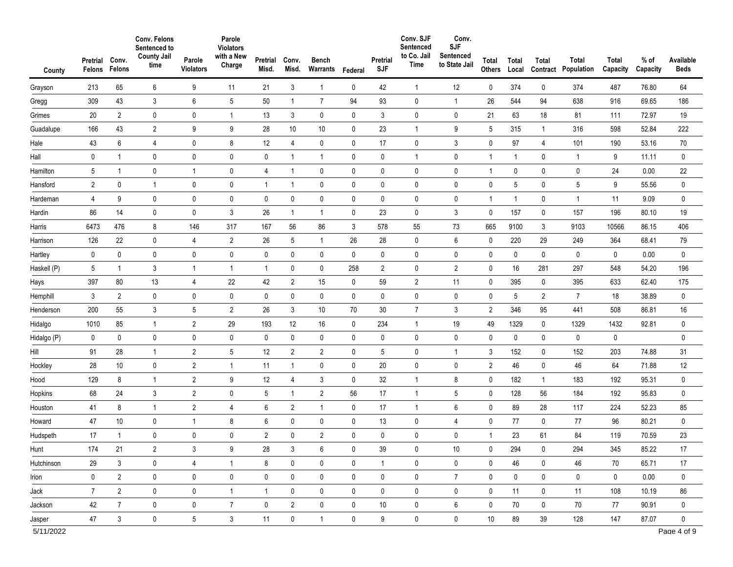| County | Pretrial Felons | Conv. Felons | Conv. Felons Sentenced to County Jail time | Parole Violators | Parole Violators with a New Charge | Pretrial Misd. | Conv. Misd. | Bench Warrants | Federal | Pretrial SJF | Conv. SJF Sentenced to Co. Jail Time | Conv. SJF Sentenced to State Jail | Total Others | Total Local | Total Contract | Total Population | Total Capacity | % of Capacity | Available Beds |
|---|---|---|---|---|---|---|---|---|---|---|---|---|---|---|---|---|---|---|---|
| Grayson | 213 | 65 | 6 | 9 | 11 | 21 | 3 | 1 | 0 | 42 | 1 | 12 | 0 | 374 | 0 | 374 | 487 | 76.80 | 64 |
| Gregg | 309 | 43 | 3 | 6 | 5 | 50 | 1 | 7 | 94 | 93 | 0 | 1 | 26 | 544 | 94 | 638 | 916 | 69.65 | 186 |
| Grimes | 20 | 2 | 0 | 0 | 1 | 13 | 3 | 0 | 0 | 3 | 0 | 0 | 21 | 63 | 18 | 81 | 111 | 72.97 | 19 |
| Guadalupe | 166 | 43 | 2 | 9 | 9 | 28 | 10 | 10 | 0 | 23 | 1 | 9 | 5 | 315 | 1 | 316 | 598 | 52.84 | 222 |
| Hale | 43 | 6 | 4 | 0 | 8 | 12 | 4 | 0 | 0 | 17 | 0 | 3 | 0 | 97 | 4 | 101 | 190 | 53.16 | 70 |
| Hall | 0 | 1 | 0 | 0 | 0 | 0 | 1 | 1 | 0 | 0 | 1 | 0 | 1 | 1 | 0 | 1 | 9 | 11.11 | 0 |
| Hamilton | 5 | 1 | 0 | 1 | 0 | 4 | 1 | 0 | 0 | 0 | 0 | 0 | 1 | 0 | 0 | 0 | 24 | 0.00 | 22 |
| Hansford | 2 | 0 | 1 | 0 | 0 | 1 | 1 | 0 | 0 | 0 | 0 | 0 | 0 | 5 | 0 | 5 | 9 | 55.56 | 0 |
| Hardeman | 4 | 9 | 0 | 0 | 0 | 0 | 0 | 0 | 0 | 0 | 0 | 0 | 1 | 1 | 0 | 1 | 11 | 9.09 | 0 |
| Hardin | 86 | 14 | 0 | 0 | 3 | 26 | 1 | 1 | 0 | 23 | 0 | 3 | 0 | 157 | 0 | 157 | 196 | 80.10 | 19 |
| Harris | 6473 | 476 | 8 | 146 | 317 | 167 | 56 | 86 | 3 | 578 | 55 | 73 | 665 | 9100 | 3 | 9103 | 10566 | 86.15 | 406 |
| Harrison | 126 | 22 | 0 | 4 | 2 | 26 | 5 | 1 | 26 | 28 | 0 | 6 | 0 | 220 | 29 | 249 | 364 | 68.41 | 79 |
| Hartley | 0 | 0 | 0 | 0 | 0 | 0 | 0 | 0 | 0 | 0 | 0 | 0 | 0 | 0 | 0 | 0 | 0 | 0.00 | 0 |
| Haskell (P) | 5 | 1 | 3 | 1 | 1 | 1 | 0 | 0 | 258 | 2 | 0 | 2 | 0 | 16 | 281 | 297 | 548 | 54.20 | 196 |
| Hays | 397 | 80 | 13 | 4 | 22 | 42 | 2 | 15 | 0 | 59 | 2 | 11 | 0 | 395 | 0 | 395 | 633 | 62.40 | 175 |
| Hemphill | 3 | 2 | 0 | 0 | 0 | 0 | 0 | 0 | 0 | 0 | 0 | 0 | 0 | 5 | 2 | 7 | 18 | 38.89 | 0 |
| Henderson | 200 | 55 | 3 | 5 | 2 | 26 | 3 | 10 | 70 | 30 | 7 | 3 | 2 | 346 | 95 | 441 | 508 | 86.81 | 16 |
| Hidalgo | 1010 | 85 | 1 | 2 | 29 | 193 | 12 | 16 | 0 | 234 | 1 | 19 | 49 | 1329 | 0 | 1329 | 1432 | 92.81 | 0 |
| Hidalgo (P) | 0 | 0 | 0 | 0 | 0 | 0 | 0 | 0 | 0 | 0 | 0 | 0 | 0 | 0 | 0 | 0 | 0 | | 0 |
| Hill | 91 | 28 | 1 | 2 | 5 | 12 | 2 | 2 | 0 | 5 | 0 | 1 | 3 | 152 | 0 | 152 | 203 | 74.88 | 31 |
| Hockley | 28 | 10 | 0 | 2 | 1 | 11 | 1 | 0 | 0 | 20 | 0 | 0 | 2 | 46 | 0 | 46 | 64 | 71.88 | 12 |
| Hood | 129 | 8 | 1 | 2 | 9 | 12 | 4 | 3 | 0 | 32 | 1 | 8 | 0 | 182 | 1 | 183 | 192 | 95.31 | 0 |
| Hopkins | 68 | 24 | 3 | 2 | 0 | 5 | 1 | 2 | 56 | 17 | 1 | 5 | 0 | 128 | 56 | 184 | 192 | 95.83 | 0 |
| Houston | 41 | 8 | 1 | 2 | 4 | 6 | 2 | 1 | 0 | 17 | 1 | 6 | 0 | 89 | 28 | 117 | 224 | 52.23 | 85 |
| Howard | 47 | 10 | 0 | 1 | 8 | 6 | 0 | 0 | 0 | 13 | 0 | 4 | 0 | 77 | 0 | 77 | 96 | 80.21 | 0 |
| Hudspeth | 17 | 1 | 0 | 0 | 0 | 2 | 0 | 2 | 0 | 0 | 0 | 0 | 1 | 23 | 61 | 84 | 119 | 70.59 | 23 |
| Hunt | 174 | 21 | 2 | 3 | 9 | 28 | 3 | 6 | 0 | 39 | 0 | 10 | 0 | 294 | 0 | 294 | 345 | 85.22 | 17 |
| Hutchinson | 29 | 3 | 0 | 4 | 1 | 8 | 0 | 0 | 0 | 1 | 0 | 0 | 0 | 46 | 0 | 46 | 70 | 65.71 | 17 |
| Irion | 0 | 2 | 0 | 0 | 0 | 0 | 0 | 0 | 0 | 0 | 0 | 7 | 0 | 0 | 0 | 0 | 0 | 0.00 | 0 |
| Jack | 7 | 2 | 0 | 0 | 1 | 1 | 0 | 0 | 0 | 0 | 0 | 0 | 0 | 11 | 0 | 11 | 108 | 10.19 | 86 |
| Jackson | 42 | 7 | 0 | 0 | 7 | 0 | 2 | 0 | 0 | 10 | 0 | 6 | 0 | 70 | 0 | 70 | 77 | 90.91 | 0 |
| Jasper | 47 | 3 | 0 | 5 | 3 | 11 | 0 | 1 | 0 | 9 | 0 | 0 | 10 | 89 | 39 | 128 | 147 | 87.07 | 0 |

5/11/2022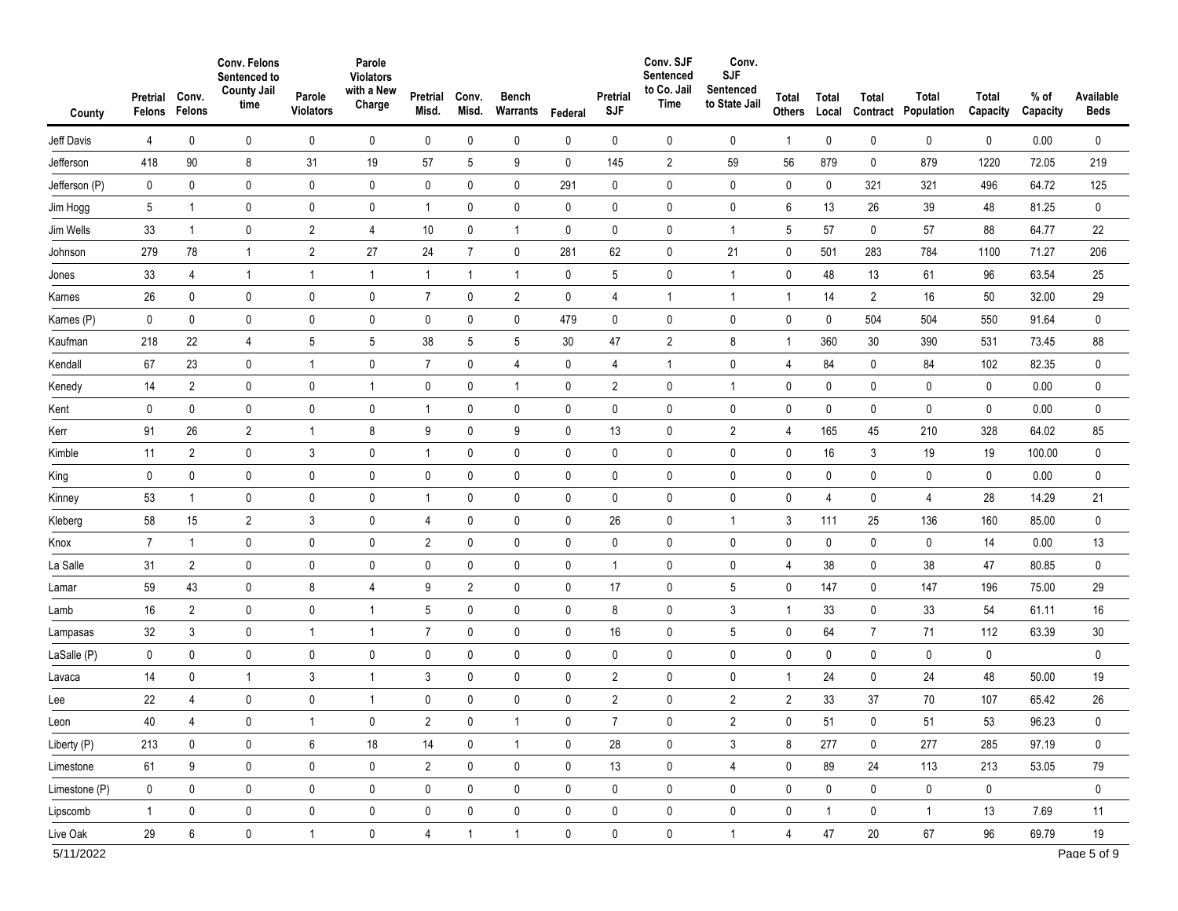| County | Pretrial Felons | Conv. Felons | Conv. Felons Sentenced to County Jail time | Parole Violators | Parole Violators with a New Charge | Pretrial Misd. | Conv. Misd. | Bench Warrants | Federal | Pretrial SJF | Conv. SJF Sentenced to Co. Jail Time | Conv. SJF Sentenced to State Jail | Total Others | Total Local | Total Contract | Total Population | Total Capacity | % of Capacity | Available Beds |
|---|---|---|---|---|---|---|---|---|---|---|---|---|---|---|---|---|---|---|---|
| Jeff Davis | 4 | 0 | 0 | 0 | 0 | 0 | 0 | 0 | 0 | 0 | 0 | 0 | 1 | 0 | 0 | 0 | 0 | 0.00 | 0 |
| Jefferson | 418 | 90 | 8 | 31 | 19 | 57 | 5 | 9 | 0 | 145 | 2 | 59 | 56 | 879 | 0 | 879 | 1220 | 72.05 | 219 |
| Jefferson (P) | 0 | 0 | 0 | 0 | 0 | 0 | 0 | 0 | 291 | 0 | 0 | 0 | 0 | 0 | 321 | 321 | 496 | 64.72 | 125 |
| Jim Hogg | 5 | 1 | 0 | 0 | 0 | 1 | 0 | 0 | 0 | 0 | 0 | 0 | 6 | 13 | 26 | 39 | 48 | 81.25 | 0 |
| Jim Wells | 33 | 1 | 0 | 2 | 4 | 10 | 0 | 1 | 0 | 0 | 0 | 1 | 5 | 57 | 0 | 57 | 88 | 64.77 | 22 |
| Johnson | 279 | 78 | 1 | 2 | 27 | 24 | 7 | 0 | 281 | 62 | 0 | 21 | 0 | 501 | 283 | 784 | 1100 | 71.27 | 206 |
| Jones | 33 | 4 | 1 | 1 | 1 | 1 | 1 | 1 | 0 | 5 | 0 | 1 | 0 | 48 | 13 | 61 | 96 | 63.54 | 25 |
| Karnes | 26 | 0 | 0 | 0 | 0 | 7 | 0 | 2 | 0 | 4 | 1 | 1 | 1 | 14 | 2 | 16 | 50 | 32.00 | 29 |
| Karnes (P) | 0 | 0 | 0 | 0 | 0 | 0 | 0 | 0 | 479 | 0 | 0 | 0 | 0 | 0 | 504 | 504 | 550 | 91.64 | 0 |
| Kaufman | 218 | 22 | 4 | 5 | 5 | 38 | 5 | 5 | 30 | 47 | 2 | 8 | 1 | 360 | 30 | 390 | 531 | 73.45 | 88 |
| Kendall | 67 | 23 | 0 | 1 | 0 | 7 | 0 | 4 | 0 | 4 | 1 | 0 | 4 | 84 | 0 | 84 | 102 | 82.35 | 0 |
| Kenedy | 14 | 2 | 0 | 0 | 1 | 0 | 0 | 1 | 0 | 2 | 0 | 1 | 0 | 0 | 0 | 0 | 0 | 0.00 | 0 |
| Kent | 0 | 0 | 0 | 0 | 0 | 1 | 0 | 0 | 0 | 0 | 0 | 0 | 0 | 0 | 0 | 0 | 0 | 0.00 | 0 |
| Kerr | 91 | 26 | 2 | 1 | 8 | 9 | 0 | 9 | 0 | 13 | 0 | 2 | 4 | 165 | 45 | 210 | 328 | 64.02 | 85 |
| Kimble | 11 | 2 | 0 | 3 | 0 | 1 | 0 | 0 | 0 | 0 | 0 | 0 | 0 | 16 | 3 | 19 | 19 | 100.00 | 0 |
| King | 0 | 0 | 0 | 0 | 0 | 0 | 0 | 0 | 0 | 0 | 0 | 0 | 0 | 0 | 0 | 0 | 0 | 0.00 | 0 |
| Kinney | 53 | 1 | 0 | 0 | 0 | 1 | 0 | 0 | 0 | 0 | 0 | 0 | 0 | 4 | 0 | 4 | 28 | 14.29 | 21 |
| Kleberg | 58 | 15 | 2 | 3 | 0 | 4 | 0 | 0 | 0 | 26 | 0 | 1 | 3 | 111 | 25 | 136 | 160 | 85.00 | 0 |
| Knox | 7 | 1 | 0 | 0 | 0 | 2 | 0 | 0 | 0 | 0 | 0 | 0 | 0 | 0 | 0 | 0 | 14 | 0.00 | 13 |
| La Salle | 31 | 2 | 0 | 0 | 0 | 0 | 0 | 0 | 0 | 1 | 0 | 0 | 4 | 38 | 0 | 38 | 47 | 80.85 | 0 |
| Lamar | 59 | 43 | 0 | 8 | 4 | 9 | 2 | 0 | 0 | 17 | 0 | 5 | 0 | 147 | 0 | 147 | 196 | 75.00 | 29 |
| Lamb | 16 | 2 | 0 | 0 | 1 | 5 | 0 | 0 | 0 | 8 | 0 | 3 | 1 | 33 | 0 | 33 | 54 | 61.11 | 16 |
| Lampasas | 32 | 3 | 0 | 1 | 1 | 7 | 0 | 0 | 0 | 16 | 0 | 5 | 0 | 64 | 7 | 71 | 112 | 63.39 | 30 |
| LaSalle (P) | 0 | 0 | 0 | 0 | 0 | 0 | 0 | 0 | 0 | 0 | 0 | 0 | 0 | 0 | 0 | 0 | 0 | | 0 |
| Lavaca | 14 | 0 | 1 | 3 | 1 | 3 | 0 | 0 | 0 | 2 | 0 | 0 | 1 | 24 | 0 | 24 | 48 | 50.00 | 19 |
| Lee | 22 | 4 | 0 | 0 | 1 | 0 | 0 | 0 | 0 | 2 | 0 | 2 | 2 | 33 | 37 | 70 | 107 | 65.42 | 26 |
| Leon | 40 | 4 | 0 | 1 | 0 | 2 | 0 | 1 | 0 | 7 | 0 | 2 | 0 | 51 | 0 | 51 | 53 | 96.23 | 0 |
| Liberty (P) | 213 | 0 | 0 | 6 | 18 | 14 | 0 | 1 | 0 | 28 | 0 | 3 | 8 | 277 | 0 | 277 | 285 | 97.19 | 0 |
| Limestone | 61 | 9 | 0 | 0 | 0 | 2 | 0 | 0 | 0 | 13 | 0 | 4 | 0 | 89 | 24 | 113 | 213 | 53.05 | 79 |
| Limestone (P) | 0 | 0 | 0 | 0 | 0 | 0 | 0 | 0 | 0 | 0 | 0 | 0 | 0 | 0 | 0 | 0 | 0 | | 0 |
| Lipscomb | 1 | 0 | 0 | 0 | 0 | 0 | 0 | 0 | 0 | 0 | 0 | 0 | 0 | 1 | 0 | 1 | 13 | 7.69 | 11 |
| Live Oak | 29 | 6 | 0 | 1 | 0 | 4 | 1 | 1 | 0 | 0 | 0 | 1 | 4 | 47 | 20 | 67 | 96 | 69.79 | 19 |

5/11/2022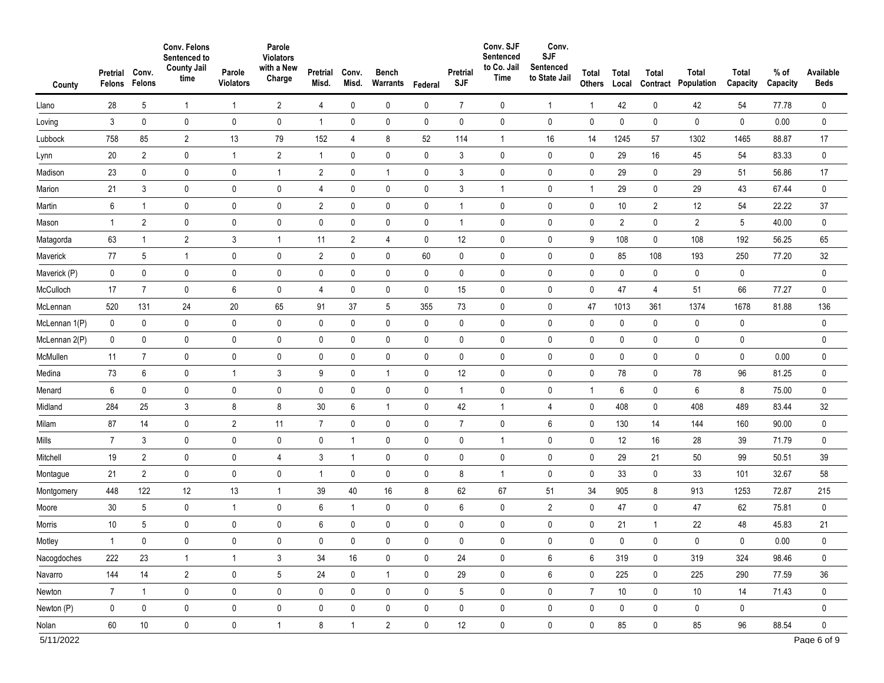| County | Pretrial Felons | Conv. Felons | Conv. Felons Sentenced to County Jail time | Parole Violators | Parole Violators with a New Charge | Pretrial Misd. | Conv. Misd. | Bench Warrants | Federal | Pretrial SJF | Conv. SJF Sentenced to Co. Jail Time | Conv. SJF Sentenced to State Jail | Total Others | Total Local | Total Contract | Total Population | Total Capacity | % of Capacity | Available Beds |
|---|---|---|---|---|---|---|---|---|---|---|---|---|---|---|---|---|---|---|---|
| Llano | 28 | 5 | 1 | 1 | 2 | 4 | 0 | 0 | 0 | 7 | 0 | 1 | 1 | 42 | 0 | 42 | 54 | 77.78 | 0 |
| Loving | 3 | 0 | 0 | 0 | 0 | 1 | 0 | 0 | 0 | 0 | 0 | 0 | 0 | 0 | 0 | 0 | 0 | 0.00 | 0 |
| Lubbock | 758 | 85 | 2 | 13 | 79 | 152 | 4 | 8 | 52 | 114 | 1 | 16 | 14 | 1245 | 57 | 1302 | 1465 | 88.87 | 17 |
| Lynn | 20 | 2 | 0 | 1 | 2 | 1 | 0 | 0 | 0 | 3 | 0 | 0 | 0 | 29 | 16 | 45 | 54 | 83.33 | 0 |
| Madison | 23 | 0 | 0 | 0 | 1 | 2 | 0 | 1 | 0 | 3 | 0 | 0 | 0 | 29 | 0 | 29 | 51 | 56.86 | 17 |
| Marion | 21 | 3 | 0 | 0 | 0 | 4 | 0 | 0 | 0 | 3 | 1 | 0 | 1 | 29 | 0 | 29 | 43 | 67.44 | 0 |
| Martin | 6 | 1 | 0 | 0 | 0 | 2 | 0 | 0 | 0 | 1 | 0 | 0 | 0 | 10 | 2 | 12 | 54 | 22.22 | 37 |
| Mason | 1 | 2 | 0 | 0 | 0 | 0 | 0 | 0 | 0 | 1 | 0 | 0 | 0 | 2 | 0 | 2 | 5 | 40.00 | 0 |
| Matagorda | 63 | 1 | 2 | 3 | 1 | 11 | 2 | 4 | 0 | 12 | 0 | 0 | 9 | 108 | 0 | 108 | 192 | 56.25 | 65 |
| Maverick | 77 | 5 | 1 | 0 | 0 | 2 | 0 | 0 | 60 | 0 | 0 | 0 | 0 | 85 | 108 | 193 | 250 | 77.20 | 32 |
| Maverick (P) | 0 | 0 | 0 | 0 | 0 | 0 | 0 | 0 | 0 | 0 | 0 | 0 | 0 | 0 | 0 | 0 | 0 | | 0 |
| McCulloch | 17 | 7 | 0 | 6 | 0 | 4 | 0 | 0 | 0 | 15 | 0 | 0 | 0 | 47 | 4 | 51 | 66 | 77.27 | 0 |
| McLennan | 520 | 131 | 24 | 20 | 65 | 91 | 37 | 5 | 355 | 73 | 0 | 0 | 47 | 1013 | 361 | 1374 | 1678 | 81.88 | 136 |
| McLennan 1(P) | 0 | 0 | 0 | 0 | 0 | 0 | 0 | 0 | 0 | 0 | 0 | 0 | 0 | 0 | 0 | 0 | 0 | | 0 |
| McLennan 2(P) | 0 | 0 | 0 | 0 | 0 | 0 | 0 | 0 | 0 | 0 | 0 | 0 | 0 | 0 | 0 | 0 | 0 | | 0 |
| McMullen | 11 | 7 | 0 | 0 | 0 | 0 | 0 | 0 | 0 | 0 | 0 | 0 | 0 | 0 | 0 | 0 | 0 | 0.00 | 0 |
| Medina | 73 | 6 | 0 | 1 | 3 | 9 | 0 | 1 | 0 | 12 | 0 | 0 | 0 | 78 | 0 | 78 | 96 | 81.25 | 0 |
| Menard | 6 | 0 | 0 | 0 | 0 | 0 | 0 | 0 | 0 | 1 | 0 | 0 | 1 | 6 | 0 | 6 | 8 | 75.00 | 0 |
| Midland | 284 | 25 | 3 | 8 | 8 | 30 | 6 | 1 | 0 | 42 | 1 | 4 | 0 | 408 | 0 | 408 | 489 | 83.44 | 32 |
| Milam | 87 | 14 | 0 | 2 | 11 | 7 | 0 | 0 | 0 | 7 | 0 | 6 | 0 | 130 | 14 | 144 | 160 | 90.00 | 0 |
| Mills | 7 | 3 | 0 | 0 | 0 | 0 | 1 | 0 | 0 | 0 | 1 | 0 | 0 | 12 | 16 | 28 | 39 | 71.79 | 0 |
| Mitchell | 19 | 2 | 0 | 0 | 4 | 3 | 1 | 0 | 0 | 0 | 0 | 0 | 0 | 29 | 21 | 50 | 99 | 50.51 | 39 |
| Montague | 21 | 2 | 0 | 0 | 0 | 1 | 0 | 0 | 0 | 8 | 1 | 0 | 0 | 33 | 0 | 33 | 101 | 32.67 | 58 |
| Montgomery | 448 | 122 | 12 | 13 | 1 | 39 | 40 | 16 | 8 | 62 | 67 | 51 | 34 | 905 | 8 | 913 | 1253 | 72.87 | 215 |
| Moore | 30 | 5 | 0 | 1 | 0 | 6 | 1 | 0 | 0 | 6 | 0 | 2 | 0 | 47 | 0 | 47 | 62 | 75.81 | 0 |
| Morris | 10 | 5 | 0 | 0 | 0 | 6 | 0 | 0 | 0 | 0 | 0 | 0 | 0 | 21 | 1 | 22 | 48 | 45.83 | 21 |
| Motley | 1 | 0 | 0 | 0 | 0 | 0 | 0 | 0 | 0 | 0 | 0 | 0 | 0 | 0 | 0 | 0 | 0 | 0.00 | 0 |
| Nacogdoches | 222 | 23 | 1 | 1 | 3 | 34 | 16 | 0 | 0 | 24 | 0 | 6 | 6 | 319 | 0 | 319 | 324 | 98.46 | 0 |
| Navarro | 144 | 14 | 2 | 0 | 5 | 24 | 0 | 1 | 0 | 29 | 0 | 6 | 0 | 225 | 0 | 225 | 290 | 77.59 | 36 |
| Newton | 7 | 1 | 0 | 0 | 0 | 0 | 0 | 0 | 0 | 5 | 0 | 0 | 7 | 10 | 0 | 10 | 14 | 71.43 | 0 |
| Newton (P) | 0 | 0 | 0 | 0 | 0 | 0 | 0 | 0 | 0 | 0 | 0 | 0 | 0 | 0 | 0 | 0 | 0 | | 0 |
| Nolan | 60 | 10 | 0 | 0 | 1 | 8 | 1 | 2 | 0 | 12 | 0 | 0 | 0 | 85 | 0 | 85 | 96 | 88.54 | 0 |

5/11/2022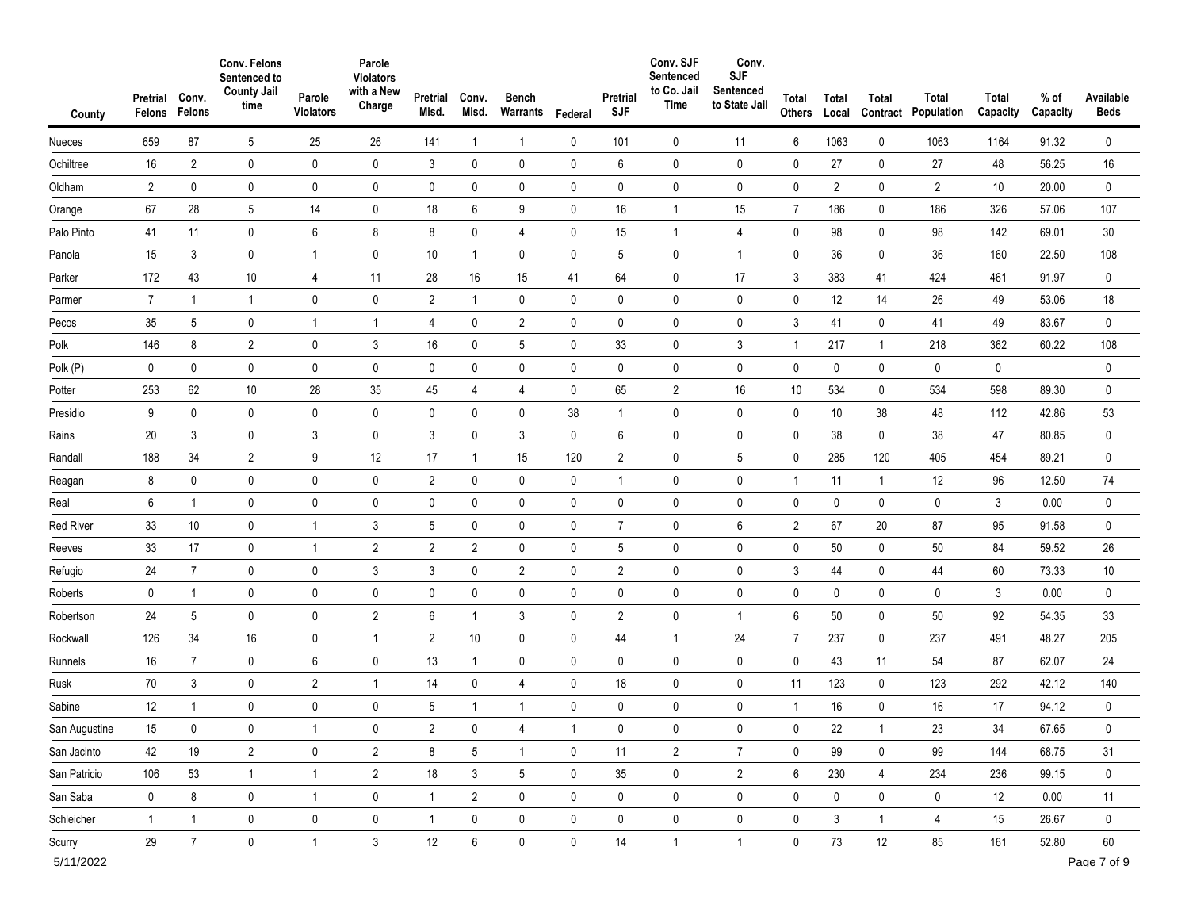| County | Pretrial Felons | Conv. Felons | Conv. Felons Sentenced to County Jail time | Parole Violators | Parole Violators with a New Charge | Pretrial Misd. | Conv. Misd. | Bench Warrants | Federal | Pretrial SJF | Conv. SJF Sentenced to Co. Jail Time | Conv. SJF Sentenced to State Jail | Total Others | Total Local | Total Contract | Total Population | Total Capacity | % of Capacity | Available Beds |
|---|---|---|---|---|---|---|---|---|---|---|---|---|---|---|---|---|---|---|---|
| Nueces | 659 | 87 | 5 | 25 | 26 | 141 | 1 | 1 | 0 | 101 | 0 | 11 | 6 | 1063 | 0 | 1063 | 1164 | 91.32 | 0 |
| Ochiltree | 16 | 2 | 0 | 0 | 0 | 3 | 0 | 0 | 0 | 6 | 0 | 0 | 0 | 27 | 0 | 27 | 48 | 56.25 | 16 |
| Oldham | 2 | 0 | 0 | 0 | 0 | 0 | 0 | 0 | 0 | 0 | 0 | 0 | 0 | 2 | 0 | 2 | 10 | 20.00 | 0 |
| Orange | 67 | 28 | 5 | 14 | 0 | 18 | 6 | 9 | 0 | 16 | 1 | 15 | 7 | 186 | 0 | 186 | 326 | 57.06 | 107 |
| Palo Pinto | 41 | 11 | 0 | 6 | 8 | 8 | 0 | 4 | 0 | 15 | 1 | 4 | 0 | 98 | 0 | 98 | 142 | 69.01 | 30 |
| Panola | 15 | 3 | 0 | 1 | 0 | 10 | 1 | 0 | 0 | 5 | 0 | 1 | 0 | 36 | 0 | 36 | 160 | 22.50 | 108 |
| Parker | 172 | 43 | 10 | 4 | 11 | 28 | 16 | 15 | 41 | 64 | 0 | 17 | 3 | 383 | 41 | 424 | 461 | 91.97 | 0 |
| Parmer | 7 | 1 | 1 | 0 | 0 | 2 | 1 | 0 | 0 | 0 | 0 | 0 | 0 | 12 | 14 | 26 | 49 | 53.06 | 18 |
| Pecos | 35 | 5 | 0 | 1 | 1 | 4 | 0 | 2 | 0 | 0 | 0 | 0 | 3 | 41 | 0 | 41 | 49 | 83.67 | 0 |
| Polk | 146 | 8 | 2 | 0 | 3 | 16 | 0 | 5 | 0 | 33 | 0 | 3 | 1 | 217 | 1 | 218 | 362 | 60.22 | 108 |
| Polk (P) | 0 | 0 | 0 | 0 | 0 | 0 | 0 | 0 | 0 | 0 | 0 | 0 | 0 | 0 | 0 | 0 | 0 | | 0 |
| Potter | 253 | 62 | 10 | 28 | 35 | 45 | 4 | 4 | 0 | 65 | 2 | 16 | 10 | 534 | 0 | 534 | 598 | 89.30 | 0 |
| Presidio | 9 | 0 | 0 | 0 | 0 | 0 | 0 | 0 | 38 | 1 | 0 | 0 | 0 | 10 | 38 | 48 | 112 | 42.86 | 53 |
| Rains | 20 | 3 | 0 | 3 | 0 | 3 | 0 | 3 | 0 | 6 | 0 | 0 | 0 | 38 | 0 | 38 | 47 | 80.85 | 0 |
| Randall | 188 | 34 | 2 | 9 | 12 | 17 | 1 | 15 | 120 | 2 | 0 | 5 | 0 | 285 | 120 | 405 | 454 | 89.21 | 0 |
| Reagan | 8 | 0 | 0 | 0 | 0 | 2 | 0 | 0 | 0 | 1 | 0 | 0 | 1 | 11 | 1 | 12 | 96 | 12.50 | 74 |
| Real | 6 | 1 | 0 | 0 | 0 | 0 | 0 | 0 | 0 | 0 | 0 | 0 | 0 | 0 | 0 | 0 | 3 | 0.00 | 0 |
| Red River | 33 | 10 | 0 | 1 | 3 | 5 | 0 | 0 | 0 | 7 | 0 | 6 | 2 | 67 | 20 | 87 | 95 | 91.58 | 0 |
| Reeves | 33 | 17 | 0 | 1 | 2 | 2 | 2 | 0 | 0 | 5 | 0 | 0 | 0 | 50 | 0 | 50 | 84 | 59.52 | 26 |
| Refugio | 24 | 7 | 0 | 0 | 3 | 3 | 0 | 2 | 0 | 2 | 0 | 0 | 3 | 44 | 0 | 44 | 60 | 73.33 | 10 |
| Roberts | 0 | 1 | 0 | 0 | 0 | 0 | 0 | 0 | 0 | 0 | 0 | 0 | 0 | 0 | 0 | 0 | 3 | 0.00 | 0 |
| Robertson | 24 | 5 | 0 | 0 | 2 | 6 | 1 | 3 | 0 | 2 | 0 | 1 | 6 | 50 | 0 | 50 | 92 | 54.35 | 33 |
| Rockwall | 126 | 34 | 16 | 0 | 1 | 2 | 10 | 0 | 0 | 44 | 1 | 24 | 7 | 237 | 0 | 237 | 491 | 48.27 | 205 |
| Runnels | 16 | 7 | 0 | 6 | 0 | 13 | 1 | 0 | 0 | 0 | 0 | 0 | 0 | 43 | 11 | 54 | 87 | 62.07 | 24 |
| Rusk | 70 | 3 | 0 | 2 | 1 | 14 | 0 | 4 | 0 | 18 | 0 | 0 | 11 | 123 | 0 | 123 | 292 | 42.12 | 140 |
| Sabine | 12 | 1 | 0 | 0 | 0 | 5 | 1 | 1 | 0 | 0 | 0 | 0 | 1 | 16 | 0 | 16 | 17 | 94.12 | 0 |
| San Augustine | 15 | 0 | 0 | 1 | 0 | 2 | 0 | 4 | 1 | 0 | 0 | 0 | 0 | 22 | 1 | 23 | 34 | 67.65 | 0 |
| San Jacinto | 42 | 19 | 2 | 0 | 2 | 8 | 5 | 1 | 0 | 11 | 2 | 7 | 0 | 99 | 0 | 99 | 144 | 68.75 | 31 |
| San Patricio | 106 | 53 | 1 | 1 | 2 | 18 | 3 | 5 | 0 | 35 | 0 | 2 | 6 | 230 | 4 | 234 | 236 | 99.15 | 0 |
| San Saba | 0 | 8 | 0 | 1 | 0 | 1 | 2 | 0 | 0 | 0 | 0 | 0 | 0 | 0 | 0 | 0 | 12 | 0.00 | 11 |
| Schleicher | 1 | 1 | 0 | 0 | 0 | 1 | 0 | 0 | 0 | 0 | 0 | 0 | 0 | 3 | 1 | 4 | 15 | 26.67 | 0 |
| Scurry | 29 | 7 | 0 | 1 | 3 | 12 | 6 | 0 | 0 | 14 | 1 | 1 | 0 | 73 | 12 | 85 | 161 | 52.80 | 60 |

5/11/2022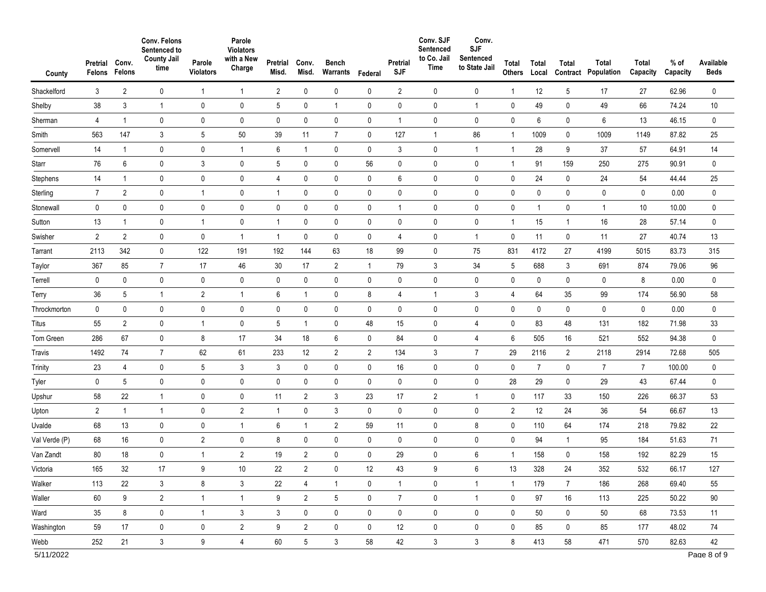| County | Pretrial Felons | Conv. Felons | Conv. Felons Sentenced to County Jail time | Parole Violators | Parole Violators with a New Charge | Pretrial Misd. | Conv. Misd. | Bench Warrants | Federal | Pretrial SJF | Conv. SJF Sentenced to Co. Jail Time | Conv. SJF Sentenced to State Jail | Total Others | Total Local | Total Contract | Total Population | Total Capacity | % of Capacity | Available Beds |
|---|---|---|---|---|---|---|---|---|---|---|---|---|---|---|---|---|---|---|---|
| Shackelford | 3 | 2 | 0 | 1 | 1 | 2 | 0 | 0 | 0 | 2 | 0 | 0 | 1 | 12 | 5 | 17 | 27 | 62.96 | 0 |
| Shelby | 38 | 3 | 1 | 0 | 0 | 5 | 0 | 1 | 0 | 0 | 0 | 1 | 0 | 49 | 0 | 49 | 66 | 74.24 | 10 |
| Sherman | 4 | 1 | 0 | 0 | 0 | 0 | 0 | 0 | 0 | 1 | 0 | 0 | 0 | 6 | 0 | 6 | 13 | 46.15 | 0 |
| Smith | 563 | 147 | 3 | 5 | 50 | 39 | 11 | 7 | 0 | 127 | 1 | 86 | 1 | 1009 | 0 | 1009 | 1149 | 87.82 | 25 |
| Somervell | 14 | 1 | 0 | 0 | 1 | 6 | 1 | 0 | 0 | 3 | 0 | 1 | 1 | 28 | 9 | 37 | 57 | 64.91 | 14 |
| Starr | 76 | 6 | 0 | 3 | 0 | 5 | 0 | 0 | 56 | 0 | 0 | 0 | 1 | 91 | 159 | 250 | 275 | 90.91 | 0 |
| Stephens | 14 | 1 | 0 | 0 | 0 | 4 | 0 | 0 | 0 | 6 | 0 | 0 | 0 | 24 | 0 | 24 | 54 | 44.44 | 25 |
| Sterling | 7 | 2 | 0 | 1 | 0 | 1 | 0 | 0 | 0 | 0 | 0 | 0 | 0 | 0 | 0 | 0 | 0 | 0.00 | 0 |
| Stonewall | 0 | 0 | 0 | 0 | 0 | 0 | 0 | 0 | 0 | 1 | 0 | 0 | 0 | 1 | 0 | 1 | 10 | 10.00 | 0 |
| Sutton | 13 | 1 | 0 | 1 | 0 | 1 | 0 | 0 | 0 | 0 | 0 | 0 | 1 | 15 | 1 | 16 | 28 | 57.14 | 0 |
| Swisher | 2 | 2 | 0 | 0 | 1 | 1 | 0 | 0 | 0 | 4 | 0 | 1 | 0 | 11 | 0 | 11 | 27 | 40.74 | 13 |
| Tarrant | 2113 | 342 | 0 | 122 | 191 | 192 | 144 | 63 | 18 | 99 | 0 | 75 | 831 | 4172 | 27 | 4199 | 5015 | 83.73 | 315 |
| Taylor | 367 | 85 | 7 | 17 | 46 | 30 | 17 | 2 | 1 | 79 | 3 | 34 | 5 | 688 | 3 | 691 | 874 | 79.06 | 96 |
| Terrell | 0 | 0 | 0 | 0 | 0 | 0 | 0 | 0 | 0 | 0 | 0 | 0 | 0 | 0 | 0 | 0 | 8 | 0.00 | 0 |
| Terry | 36 | 5 | 1 | 2 | 1 | 6 | 1 | 0 | 8 | 4 | 1 | 3 | 4 | 64 | 35 | 99 | 174 | 56.90 | 58 |
| Throckmorton | 0 | 0 | 0 | 0 | 0 | 0 | 0 | 0 | 0 | 0 | 0 | 0 | 0 | 0 | 0 | 0 | 0 | 0.00 | 0 |
| Titus | 55 | 2 | 0 | 1 | 0 | 5 | 1 | 0 | 48 | 15 | 0 | 4 | 0 | 83 | 48 | 131 | 182 | 71.98 | 33 |
| Tom Green | 286 | 67 | 0 | 8 | 17 | 34 | 18 | 6 | 0 | 84 | 0 | 4 | 6 | 505 | 16 | 521 | 552 | 94.38 | 0 |
| Travis | 1492 | 74 | 7 | 62 | 61 | 233 | 12 | 2 | 2 | 134 | 3 | 7 | 29 | 2116 | 2 | 2118 | 2914 | 72.68 | 505 |
| Trinity | 23 | 4 | 0 | 5 | 3 | 3 | 0 | 0 | 0 | 16 | 0 | 0 | 0 | 7 | 0 | 7 | 7 | 100.00 | 0 |
| Tyler | 0 | 5 | 0 | 0 | 0 | 0 | 0 | 0 | 0 | 0 | 0 | 0 | 28 | 29 | 0 | 29 | 43 | 67.44 | 0 |
| Upshur | 58 | 22 | 1 | 0 | 0 | 11 | 2 | 3 | 23 | 17 | 2 | 1 | 0 | 117 | 33 | 150 | 226 | 66.37 | 53 |
| Upton | 2 | 1 | 1 | 0 | 2 | 1 | 0 | 3 | 0 | 0 | 0 | 0 | 2 | 12 | 24 | 36 | 54 | 66.67 | 13 |
| Uvalde | 68 | 13 | 0 | 0 | 1 | 6 | 1 | 2 | 59 | 11 | 0 | 8 | 0 | 110 | 64 | 174 | 218 | 79.82 | 22 |
| Val Verde (P) | 68 | 16 | 0 | 2 | 0 | 8 | 0 | 0 | 0 | 0 | 0 | 0 | 0 | 94 | 1 | 95 | 184 | 51.63 | 71 |
| Van Zandt | 80 | 18 | 0 | 1 | 2 | 19 | 2 | 0 | 0 | 29 | 0 | 6 | 1 | 158 | 0 | 158 | 192 | 82.29 | 15 |
| Victoria | 165 | 32 | 17 | 9 | 10 | 22 | 2 | 0 | 12 | 43 | 9 | 6 | 13 | 328 | 24 | 352 | 532 | 66.17 | 127 |
| Walker | 113 | 22 | 3 | 8 | 3 | 22 | 4 | 1 | 0 | 1 | 0 | 1 | 1 | 179 | 7 | 186 | 268 | 69.40 | 55 |
| Waller | 60 | 9 | 2 | 1 | 1 | 9 | 2 | 5 | 0 | 7 | 0 | 1 | 0 | 97 | 16 | 113 | 225 | 50.22 | 90 |
| Ward | 35 | 8 | 0 | 1 | 3 | 3 | 0 | 0 | 0 | 0 | 0 | 0 | 0 | 50 | 0 | 50 | 68 | 73.53 | 11 |
| Washington | 59 | 17 | 0 | 0 | 2 | 9 | 2 | 0 | 0 | 12 | 0 | 0 | 0 | 85 | 0 | 85 | 177 | 48.02 | 74 |
| Webb | 252 | 21 | 3 | 9 | 4 | 60 | 5 | 3 | 58 | 42 | 3 | 3 | 8 | 413 | 58 | 471 | 570 | 82.63 | 42 |

5/11/2022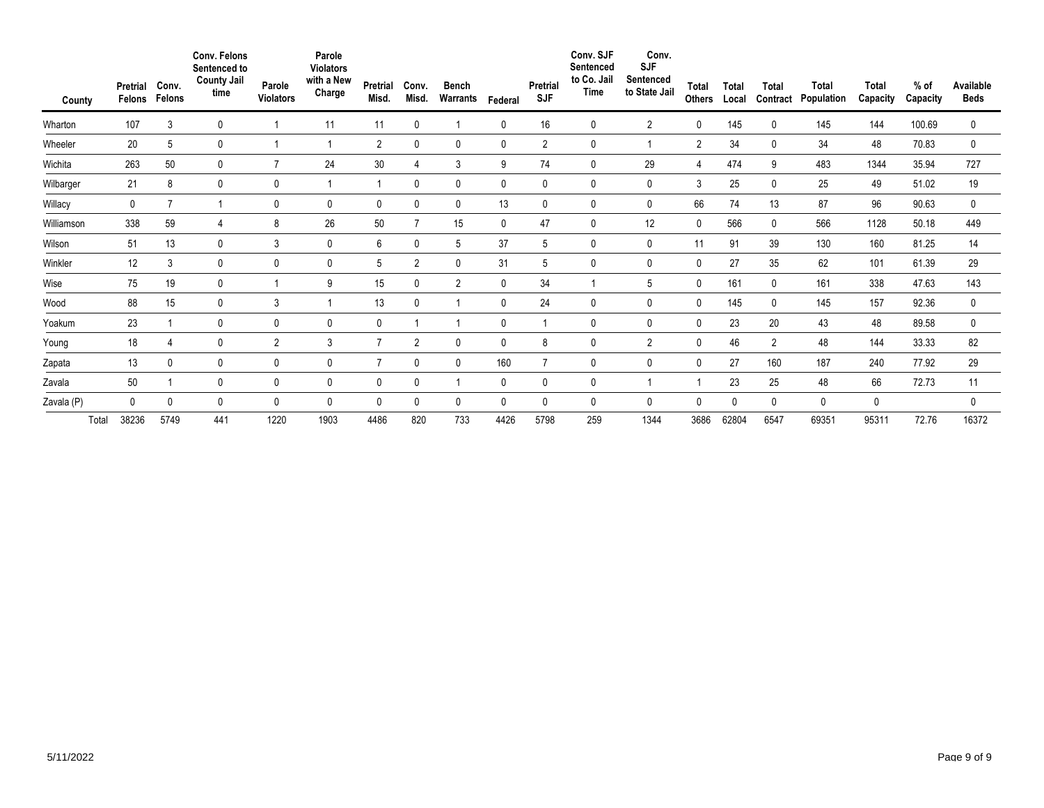| County | Pretrial Felons | Conv. Felons | Conv. Felons Sentenced to County Jail time | Parole Violators | Parole Violators with a New Charge | Pretrial Misd. | Conv. Misd. | Bench Warrants | Federal | Pretrial SJF | Conv. SJF Sentenced to Co. Jail Time | Conv. SJF Sentenced to State Jail | Total Others | Total Local | Total Contract | Total Population | Total Capacity | % of Capacity | Available Beds |
|---|---|---|---|---|---|---|---|---|---|---|---|---|---|---|---|---|---|---|---|
| Wharton | 107 | 3 | 0 | 1 | 11 | 11 | 0 | 1 | 0 | 16 | 0 | 2 | 0 | 145 | 0 | 145 | 144 | 100.69 | 0 |
| Wheeler | 20 | 5 | 0 | 1 | 1 | 2 | 0 | 0 | 0 | 2 | 0 | 1 | 2 | 34 | 0 | 34 | 48 | 70.83 | 0 |
| Wichita | 263 | 50 | 0 | 7 | 24 | 30 | 4 | 3 | 9 | 74 | 0 | 29 | 4 | 474 | 9 | 483 | 1344 | 35.94 | 727 |
| Wilbarger | 21 | 8 | 0 | 0 | 1 | 1 | 0 | 0 | 0 | 0 | 0 | 0 | 3 | 25 | 0 | 25 | 49 | 51.02 | 19 |
| Willacy | 0 | 7 | 1 | 0 | 0 | 0 | 0 | 0 | 13 | 0 | 0 | 0 | 66 | 74 | 13 | 87 | 96 | 90.63 | 0 |
| Williamson | 338 | 59 | 4 | 8 | 26 | 50 | 7 | 15 | 0 | 47 | 0 | 12 | 0 | 566 | 0 | 566 | 1128 | 50.18 | 449 |
| Wilson | 51 | 13 | 0 | 3 | 0 | 6 | 0 | 5 | 37 | 5 | 0 | 0 | 11 | 91 | 39 | 130 | 160 | 81.25 | 14 |
| Winkler | 12 | 3 | 0 | 0 | 0 | 5 | 2 | 0 | 31 | 5 | 0 | 0 | 0 | 27 | 35 | 62 | 101 | 61.39 | 29 |
| Wise | 75 | 19 | 0 | 1 | 9 | 15 | 0 | 2 | 0 | 34 | 1 | 5 | 0 | 161 | 0 | 161 | 338 | 47.63 | 143 |
| Wood | 88 | 15 | 0 | 3 | 1 | 13 | 0 | 1 | 0 | 24 | 0 | 0 | 0 | 145 | 0 | 145 | 157 | 92.36 | 0 |
| Yoakum | 23 | 1 | 0 | 0 | 0 | 0 | 1 | 1 | 0 | 1 | 0 | 0 | 0 | 23 | 20 | 43 | 48 | 89.58 | 0 |
| Young | 18 | 4 | 0 | 2 | 3 | 7 | 2 | 0 | 0 | 8 | 0 | 2 | 0 | 46 | 2 | 48 | 144 | 33.33 | 82 |
| Zapata | 13 | 0 | 0 | 0 | 0 | 7 | 0 | 0 | 160 | 7 | 0 | 0 | 0 | 27 | 160 | 187 | 240 | 77.92 | 29 |
| Zavala | 50 | 1 | 0 | 0 | 0 | 0 | 0 | 1 | 0 | 0 | 0 | 1 | 1 | 23 | 25 | 48 | 66 | 72.73 | 11 |
| Zavala (P) | 0 | 0 | 0 | 0 | 0 | 0 | 0 | 0 | 0 | 0 | 0 | 0 | 0 | 0 | 0 | 0 | 0 | | 0 |
| Total | 38236 | 5749 | 441 | 1220 | 1903 | 4486 | 820 | 733 | 4426 | 5798 | 259 | 1344 | 3686 | 62804 | 6547 | 69351 | 95311 | 72.76 | 16372 |

5/11/2022